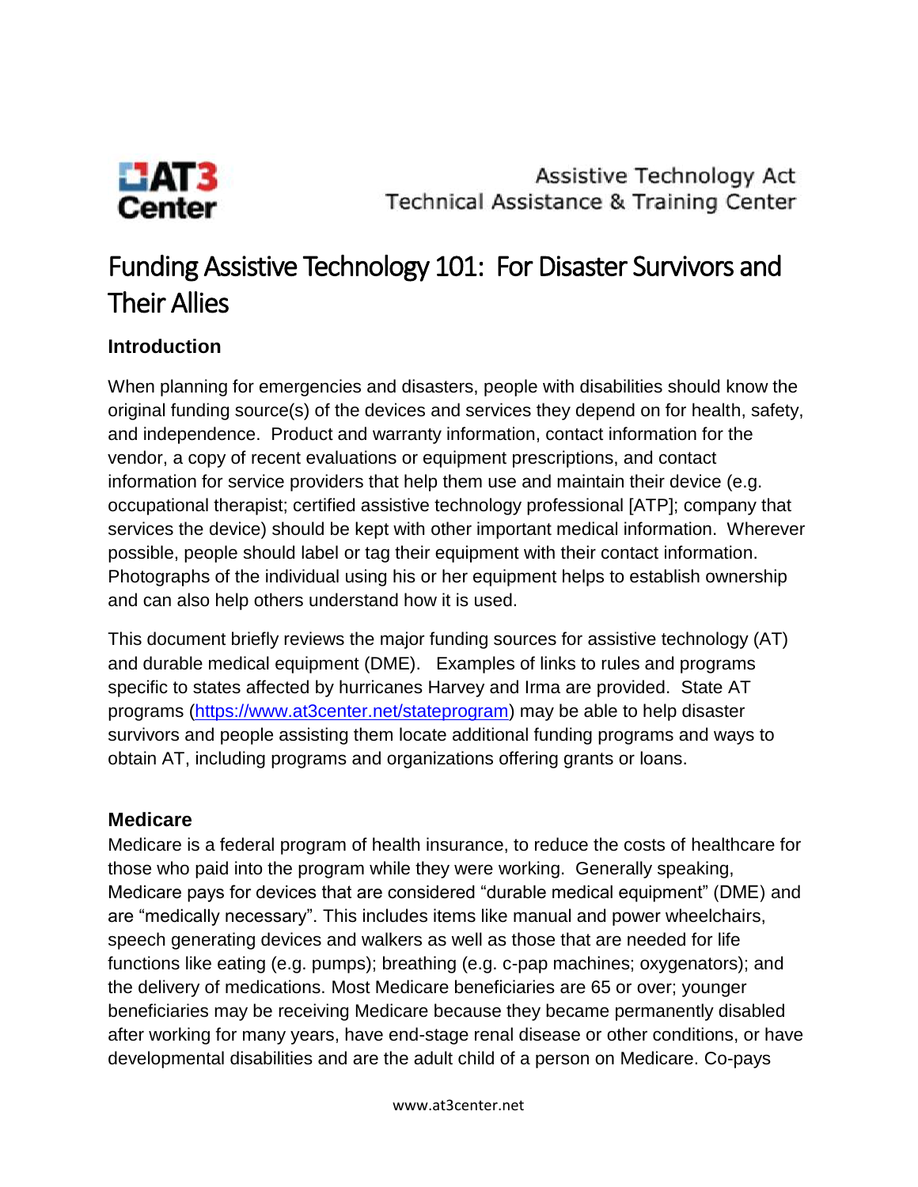AT3 Center

Assistive Technology Act Technical Assistance & Training Center

# Funding Assistive Technology 101: For Disaster Survivors and Their Allies

## Introduction

When planning for emergencies and disasters, people with disabilities should know the original funding source(s) of the devices and services they depend on for health, safety, and independence. Product and warranty information, contact information for the vendor, a copy of recent evaluations or equipment prescriptions, and contact information for service providers that help them use and maintain their device (e.g. occupational therapist; certified assistive technology professional [ATP]; company that services the device) should be kept with other important medical information. Wherever possible, people should label or tag their equipment with their contact information. Photographs of the individual using his or her equipment helps to establish ownership and can also help others understand how it is used.

This document briefly reviews the major funding sources for assistive technology (AT) and durable medical equipment (DME). Examples of links to rules and programs specific to states affected by hurricanes Harvey and Irma are provided. State AT programs (https://www.at3center.net/stateprogram) may be able to help disaster survivors and people assisting them locate additional funding programs and ways to obtain AT, including programs and organizations offering grants or loans.

## Medicare

Medicare is a federal program of health insurance, to reduce the costs of healthcare for those who paid into the program while they were working. Generally speaking, Medicare pays for devices that are considered "durable medical equipment" (DME) and are "medically necessary". This includes items like manual and power wheelchairs, speech generating devices and walkers as well as those that are needed for life functions like eating (e.g. pumps); breathing (e.g. c-pap machines; oxygenators); and the delivery of medications. Most Medicare beneficiaries are 65 or over; younger beneficiaries may be receiving Medicare because they became permanently disabled after working for many years, have end-stage renal disease or other conditions, or have developmental disabilities and are the adult child of a person on Medicare. Co-pays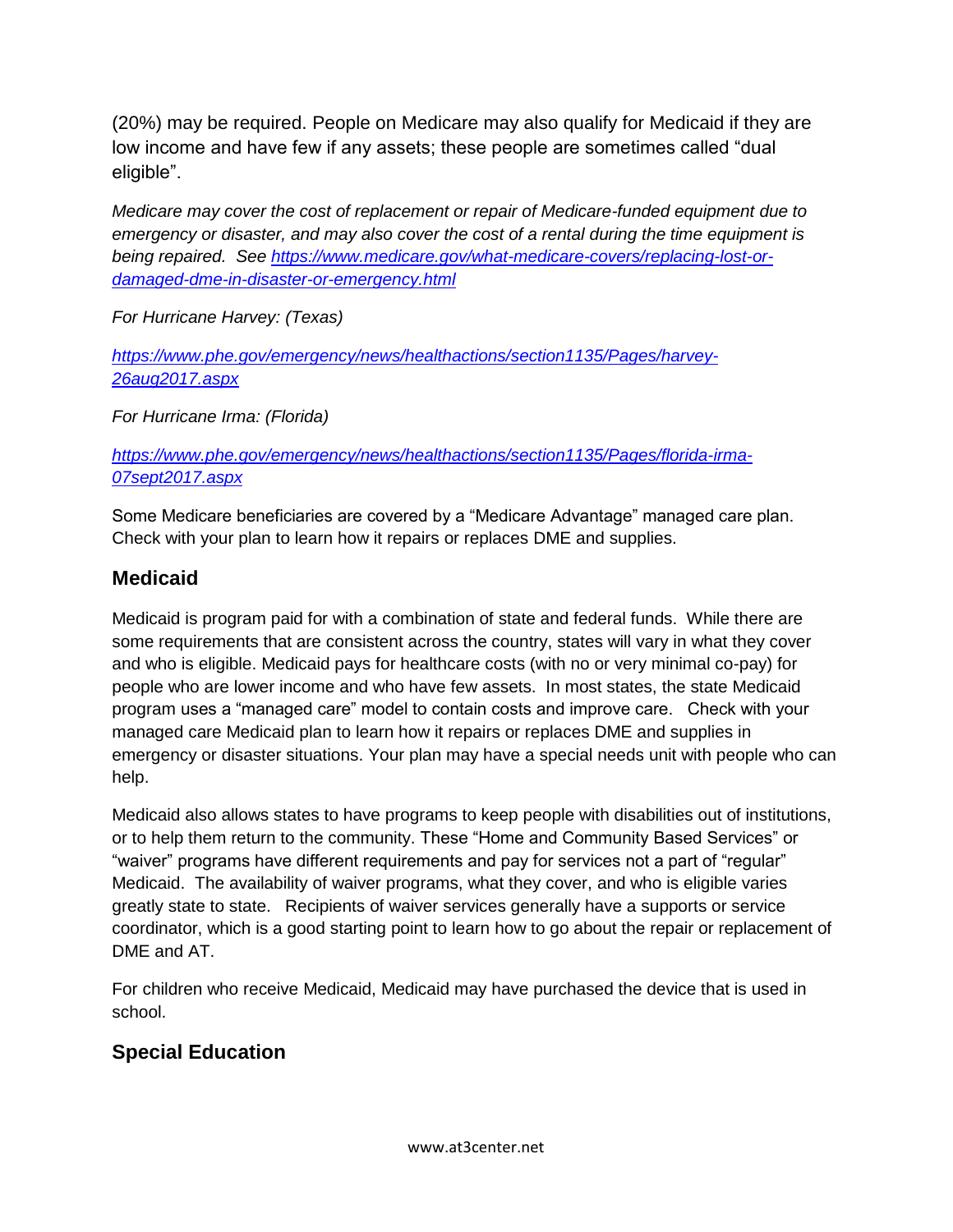(20%) may be required. People on Medicare may also qualify for Medicaid if they are low income and have few if any assets; these people are sometimes called "dual eligible".

*Medicare may cover the cost of replacement or repair of Medicare-funded equipment due to emergency or disaster, and may also cover the cost of a rental during the time equipment is being repaired. See [https://www.medicare.gov/what-medicare-covers/replacing-lost-or-damaged-dme-in-disaster-or-emergency.html](https://www.medicare.gov/what-medicare-covers/replacing-lost-or-damaged-dme-in-disaster-or-emergency.html)*

*For Hurricane Harvey: (Texas)*

*[https://www.phe.gov/emergency/news/healthactions/section1135/Pages/harvey-26aug2017.aspx](https://www.phe.gov/emergency/news/healthactions/section1135/Pages/harvey-26aug2017.aspx)*

*For Hurricane Irma: (Florida)*

*[https://www.phe.gov/emergency/news/healthactions/section1135/Pages/florida-irma-07sept2017.aspx](https://www.phe.gov/emergency/news/healthactions/section1135/Pages/florida-irma-07sept2017.aspx)*

Some Medicare beneficiaries are covered by a "Medicare Advantage" managed care plan. Check with your plan to learn how it repairs or replaces DME and supplies.

## Medicaid

Medicaid is program paid for with a combination of state and federal funds. While there are some requirements that are consistent across the country, states will vary in what they cover and who is eligible. Medicaid pays for healthcare costs (with no or very minimal co-pay) for people who are lower income and who have few assets. In most states, the state Medicaid program uses a "managed care" model to contain costs and improve care. Check with your managed care Medicaid plan to learn how it repairs or replaces DME and supplies in emergency or disaster situations. Your plan may have a special needs unit with people who can help.

Medicaid also allows states to have programs to keep people with disabilities out of institutions, or to help them return to the community. These "Home and Community Based Services" or "waiver" programs have different requirements and pay for services not a part of "regular" Medicaid. The availability of waiver programs, what they cover, and who is eligible varies greatly state to state. Recipients of waiver services generally have a supports or service coordinator, which is a good starting point to learn how to go about the repair or replacement of DME and AT.

For children who receive Medicaid, Medicaid may have purchased the device that is used in school.

## Special Education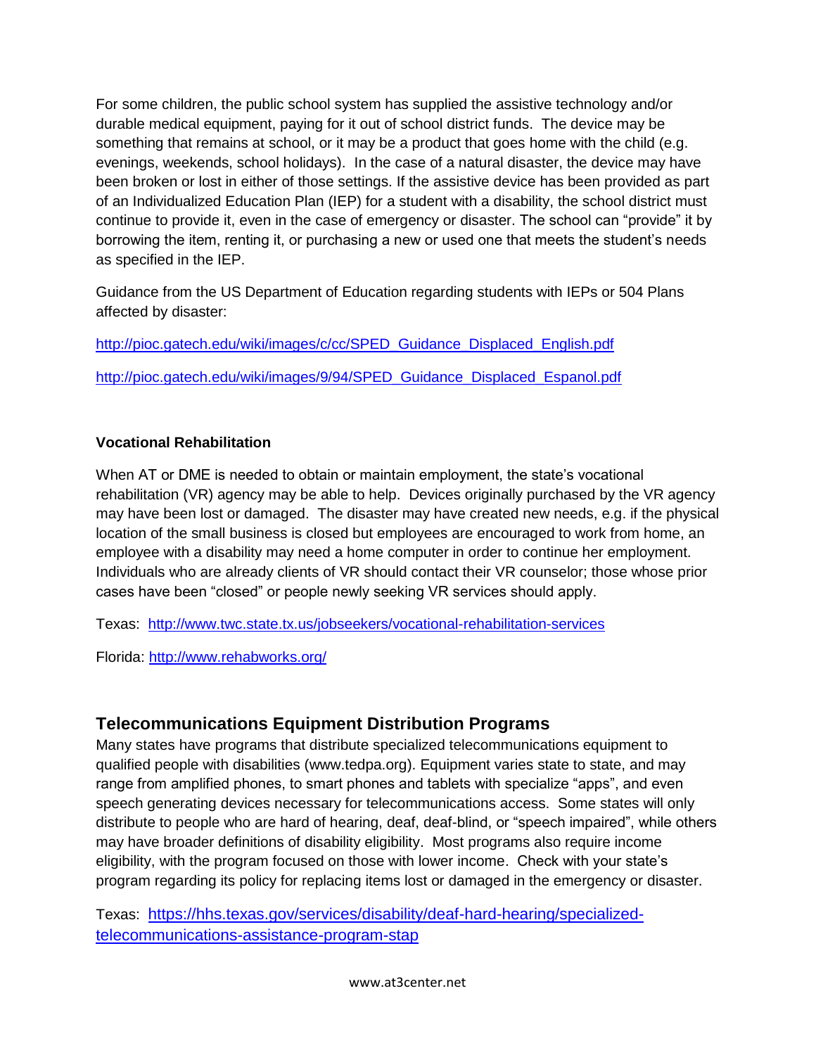For some children, the public school system has supplied the assistive technology and/or durable medical equipment, paying for it out of school district funds. The device may be something that remains at school, or it may be a product that goes home with the child (e.g. evenings, weekends, school holidays). In the case of a natural disaster, the device may have been broken or lost in either of those settings. If the assistive device has been provided as part of an Individualized Education Plan (IEP) for a student with a disability, the school district must continue to provide it, even in the case of emergency or disaster. The school can "provide" it by borrowing the item, renting it, or purchasing a new or used one that meets the student's needs as specified in the IEP.

Guidance from the US Department of Education regarding students with IEPs or 504 Plans affected by disaster:

http://pioc.gatech.edu/wiki/images/c/cc/SPED_Guidance_Displaced_English.pdf

http://pioc.gatech.edu/wiki/images/9/94/SPED_Guidance_Displaced_Espanol.pdf

**Vocational Rehabilitation**

When AT or DME is needed to obtain or maintain employment, the state's vocational rehabilitation (VR) agency may be able to help. Devices originally purchased by the VR agency may have been lost or damaged. The disaster may have created new needs, e.g. if the physical location of the small business is closed but employees are encouraged to work from home, an employee with a disability may need a home computer in order to continue her employment. Individuals who are already clients of VR should contact their VR counselor; those whose prior cases have been "closed" or people newly seeking VR services should apply.

Texas: http://www.twc.state.tx.us/jobseekers/vocational-rehabilitation-services

Florida: http://www.rehabworks.org/

## Telecommunications Equipment Distribution Programs

Many states have programs that distribute specialized telecommunications equipment to qualified people with disabilities (www.tedpa.org). Equipment varies state to state, and may range from amplified phones, to smart phones and tablets with specialize "apps", and even speech generating devices necessary for telecommunications access. Some states will only distribute to people who are hard of hearing, deaf, deaf-blind, or "speech impaired", while others may have broader definitions of disability eligibility. Most programs also require income eligibility, with the program focused on those with lower income. Check with your state's program regarding its policy for replacing items lost or damaged in the emergency or disaster.

Texas: https://hhs.texas.gov/services/disability/deaf-hard-hearing/specialized-telecommunications-assistance-program-stap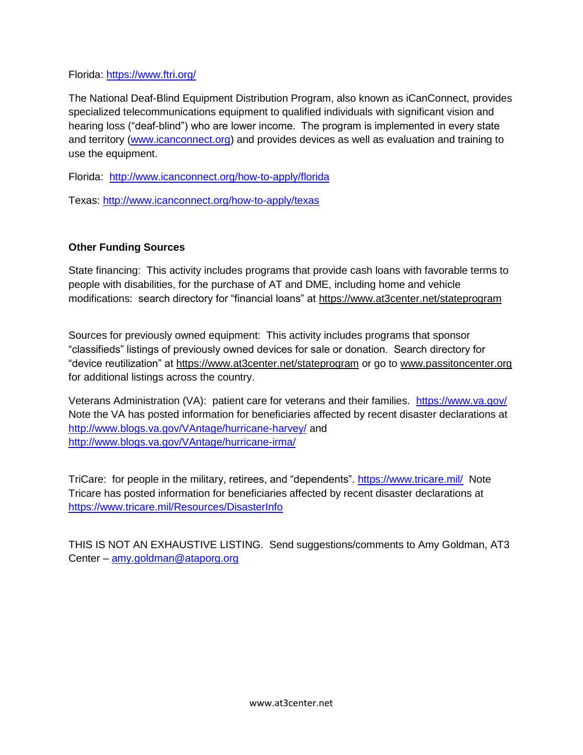Florida: https://www.ftri.org/

The National Deaf-Blind Equipment Distribution Program, also known as iCanConnect, provides specialized telecommunications equipment to qualified individuals with significant vision and hearing loss ("deaf-blind") who are lower income. The program is implemented in every state and territory (www.icanconnect.org) and provides devices as well as evaluation and training to use the equipment.

Florida: http://www.icanconnect.org/how-to-apply/florida

Texas: http://www.icanconnect.org/how-to-apply/texas

**Other Funding Sources**

State financing: This activity includes programs that provide cash loans with favorable terms to people with disabilities, for the purchase of AT and DME, including home and vehicle modifications: search directory for "financial loans" at https://www.at3center.net/stateprogram

Sources for previously owned equipment: This activity includes programs that sponsor "classifieds" listings of previously owned devices for sale or donation. Search directory for "device reutilization" at https://www.at3center.net/stateprogram or go to www.passitoncenter.org for additional listings across the country.

Veterans Administration (VA): patient care for veterans and their families. https://www.va.gov/ Note the VA has posted information for beneficiaries affected by recent disaster declarations at http://www.blogs.va.gov/VAntage/hurricane-harvey/ and http://www.blogs.va.gov/VAntage/hurricane-irma/

TriCare: for people in the military, retirees, and "dependents". https://www.tricare.mil/ Note Tricare has posted information for beneficiaries affected by recent disaster declarations at https://www.tricare.mil/Resources/DisasterInfo

THIS IS NOT AN EXHAUSTIVE LISTING. Send suggestions/comments to Amy Goldman, AT3 Center – amy.goldman@ataporg.org